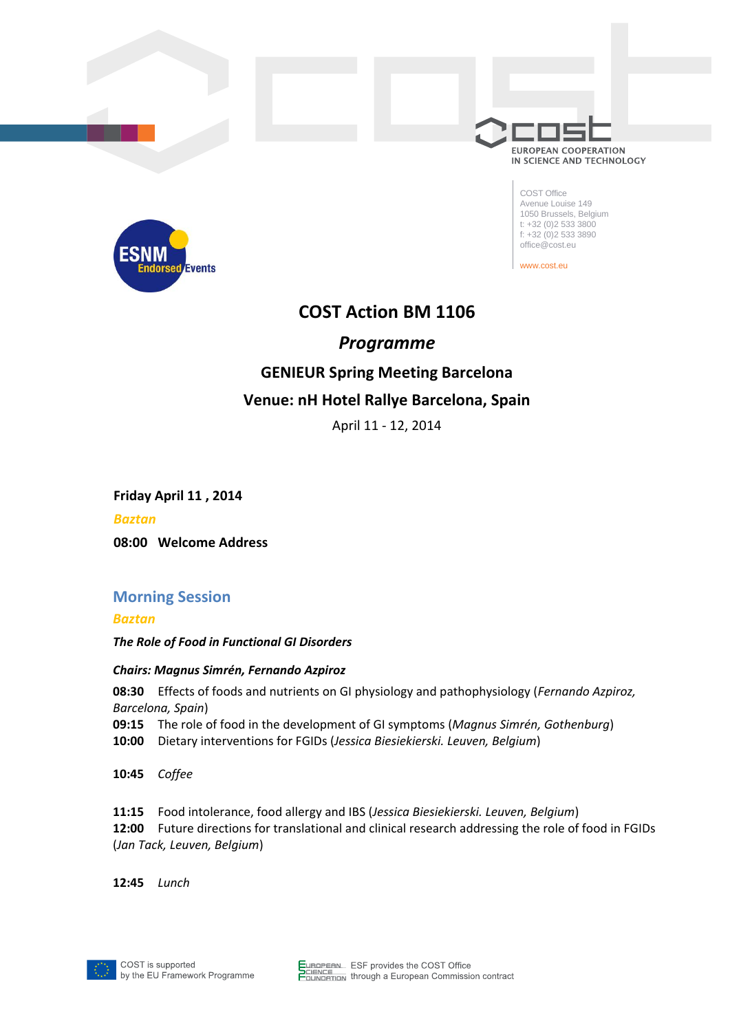COST Office
Avenue Louise 149
1050 Brussels, Belgium
t: +32 (0)2 533 3800
f: +32 (0)2 533 3890
office@cost.eu

www.cost.eu

# COST Action BM 1106

## *Programme*

### GENIEUR Spring Meeting Barcelona

### Venue: nH Hotel Rallye Barcelona, Spain

April 11 - 12, 2014

**Friday April 11 , 2014**

***Baztan***

**08:00 Welcome Address**

## Morning Session

***Baztan***

***The Role of Food in Functional GI Disorders***

***Chairs: Magnus Simrén, Fernando Azpiroz***

**08:30** Effects of foods and nutrients on GI physiology and pathophysiology (*Fernando Azpiroz, Barcelona, Spain*)
**09:15** The role of food in the development of GI symptoms (*Magnus Simrén, Gothenburg*)
**10:00** Dietary interventions for FGIDs (*Jessica Biesiekierski. Leuven, Belgium*)

**10:45** *Coffee*

**11:15** Food intolerance, food allergy and IBS (*Jessica Biesiekierski. Leuven, Belgium*)
**12:00** Future directions for translational and clinical research addressing the role of food in FGIDs (*Jan Tack, Leuven, Belgium*)

**12:45** *Lunch*

COST is supported by the EU Framework Programme

ESF provides the COST Office through a European Commission contract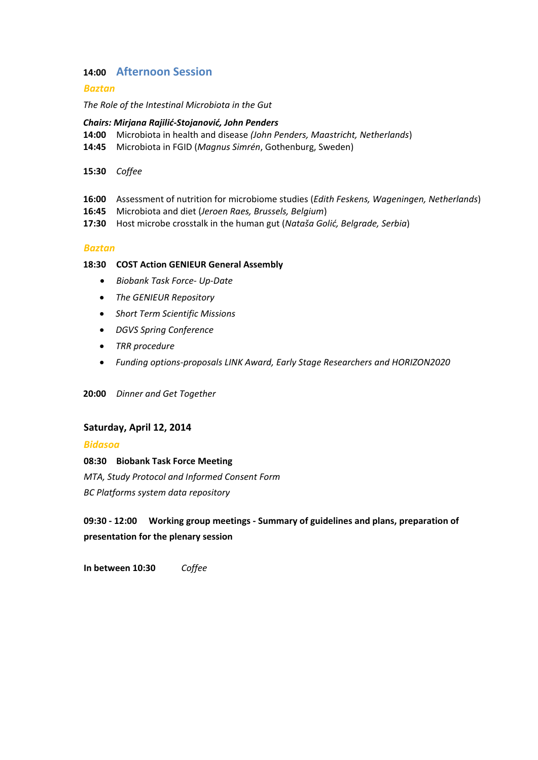**14:00** **Afternoon Session**

***Baztan***

*The Role of the Intestinal Microbiota in the Gut*

***Chairs: Mirjana Rajilić-Stojanović, John Penders***

**14:00** Microbiota in health and disease *(John Penders, Maastricht, Netherlands*)

**14:45** Microbiota in FGID (*Magnus Simrén*, Gothenburg, Sweden)

**15:30** *Coffee*

**16:00** Assessment of nutrition for microbiome studies (*Edith Feskens, Wageningen, Netherlands*)

**16:45** Microbiota and diet (*Jeroen Raes, Brussels, Belgium*)

**17:30** Host microbe crosstalk in the human gut (*Nataša Golić, Belgrade, Serbia*)

***Baztan***

**18:30** **COST Action GENIEUR General Assembly**

- *Biobank Task Force- Up-Date*
- *The GENIEUR Repository*
- *Short Term Scientific Missions*
- *DGVS Spring Conference*
- *TRR procedure*
- *Funding options-proposals LINK Award, Early Stage Researchers and HORIZON2020*

**20:00** *Dinner and Get Together*

**Saturday, April 12, 2014**

***Bidasoa***

**08:30** **Biobank Task Force Meeting**

*MTA, Study Protocol and Informed Consent Form*

*BC Platforms system data repository*

**09:30 - 12:00** **Working group meetings - Summary of guidelines and plans, preparation of presentation for the plenary session**

**In between 10:30** *Coffee*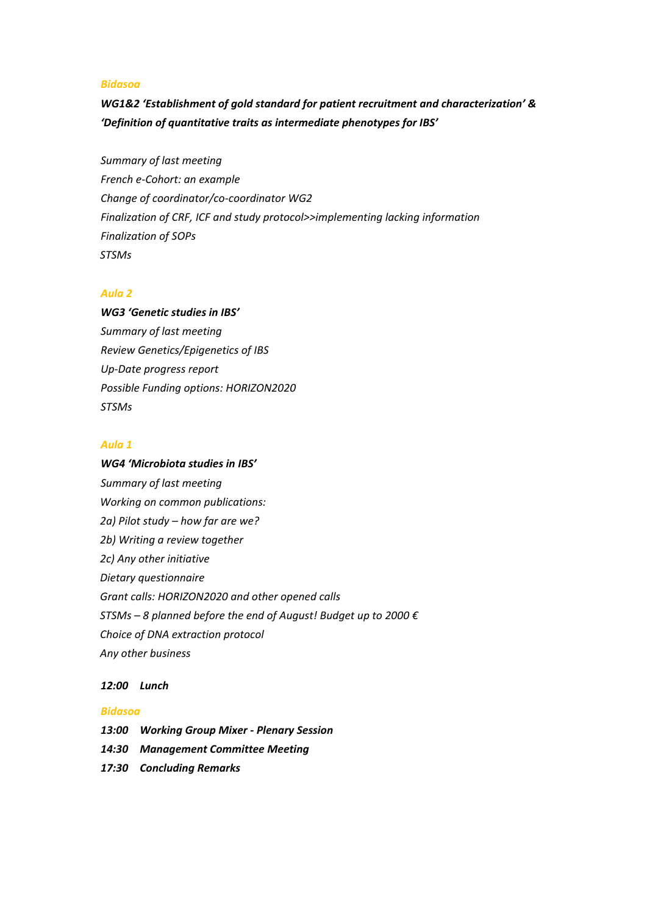*Bidasoa*

***WG1&2 'Establishment of gold standard for patient recruitment and characterization' & 'Definition of quantitative traits as intermediate phenotypes for IBS'***

*Summary of last meeting*
*French e-Cohort: an example*
*Change of coordinator/co-coordinator WG2*
*Finalization of CRF, ICF and study protocol>>implementing lacking information*
*Finalization of SOPs*
*STSMs*

*Aula 2*

***WG3 'Genetic studies in IBS'***
*Summary of last meeting*
*Review Genetics/Epigenetics of IBS*
*Up-Date progress report*
*Possible Funding options: HORIZON2020*
*STSMs*

*Aula 1*

***WG4 'Microbiota studies in IBS'***
*Summary of last meeting*
*Working on common publications:*
*2a) Pilot study – how far are we?*
*2b) Writing a review together*
*2c) Any other initiative*
*Dietary questionnaire*
*Grant calls: HORIZON2020 and other opened calls*
*STSMs – 8 planned before the end of August! Budget up to 2000 €*
*Choice of DNA extraction protocol*
*Any other business*

***12:00 Lunch***

*Bidasoa*

***13:00 Working Group Mixer - Plenary Session***
***14:30 Management Committee Meeting***
***17:30 Concluding Remarks***